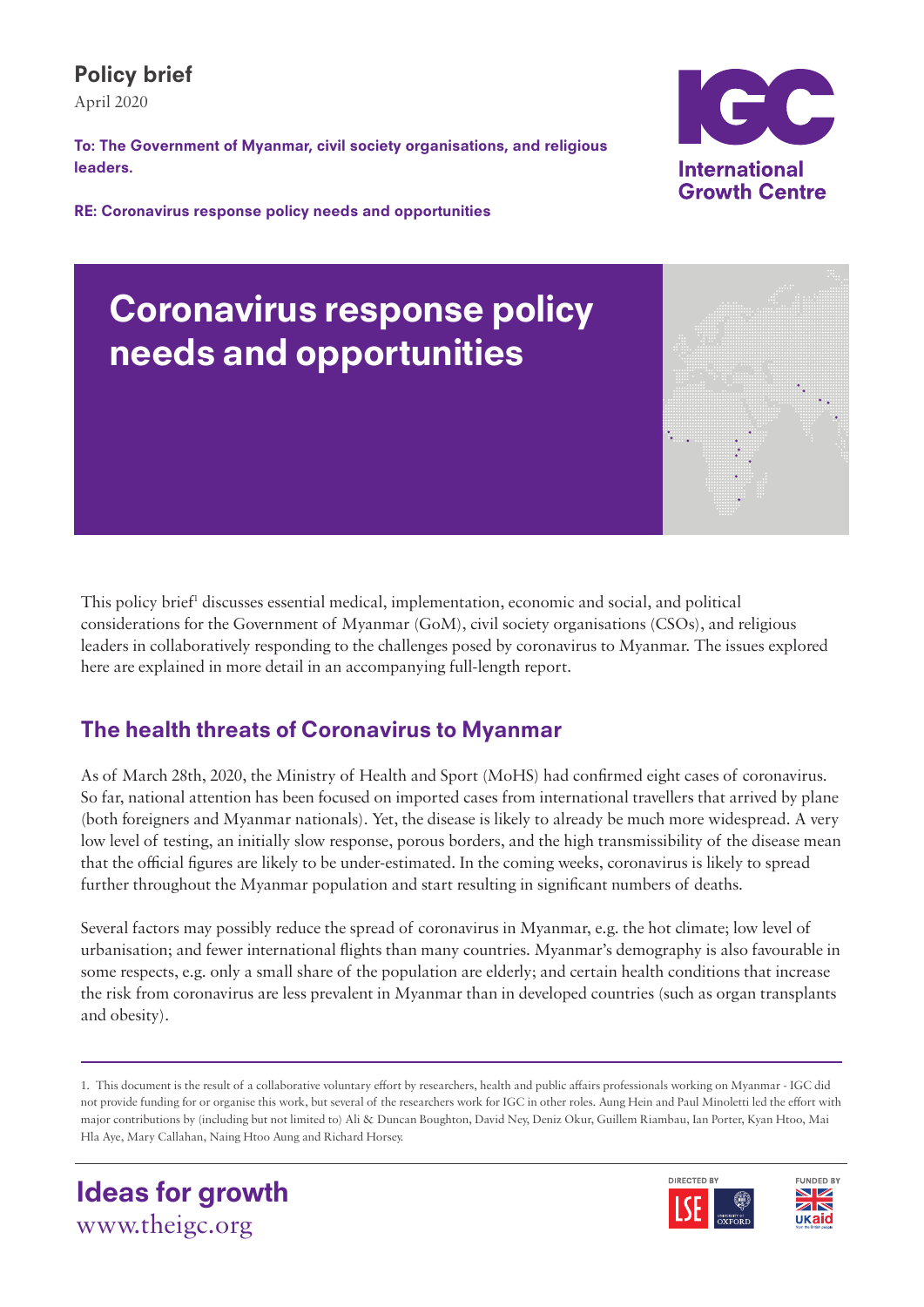**Policy brief**

April 2020

**To: The Government of Myanmar, civil society organisations, and religious leaders.**

**RE: Coronavirus response policy needs and opportunities**

# Coronavirus response policy needs and opportunities

This policy brief[1] discusses essential medical, implementation, economic and social, and political considerations for the Government of Myanmar (GoM), civil society organisations (CSOs), and religious leaders in collaboratively responding to the challenges posed by coronavirus to Myanmar. The issues explored here are explained in more detail in an accompanying full-length report.

## The health threats of Coronavirus to Myanmar

As of March 28th, 2020, the Ministry of Health and Sport (MoHS) had confirmed eight cases of coronavirus. So far, national attention has been focused on imported cases from international travellers that arrived by plane (both foreigners and Myanmar nationals). Yet, the disease is likely to already be much more widespread. A very low level of testing, an initially slow response, porous borders, and the high transmissibility of the disease mean that the official figures are likely to be under-estimated. In the coming weeks, coronavirus is likely to spread further throughout the Myanmar population and start resulting in significant numbers of deaths.

Several factors may possibly reduce the spread of coronavirus in Myanmar, e.g. the hot climate; low level of urbanisation; and fewer international flights than many countries. Myanmar's demography is also favourable in some respects, e.g. only a small share of the population are elderly; and certain health conditions that increase the risk from coronavirus are less prevalent in Myanmar than in developed countries (such as organ transplants and obesity).

---

1. This document is the result of a collaborative voluntary effort by researchers, health and public affairs professionals working on Myanmar - IGC did not provide funding for or organise this work, but several of the researchers work for IGC in other roles. Aung Hein and Paul Minoletti led the effort with major contributions by (including but not limited to) Ali & Duncan Boughton, David Ney, Deniz Okur, Guillem Riambau, Ian Porter, Kyan Htoo, Mai Hla Aye, Mary Callahan, Naing Htoo Aung and Richard Horsey.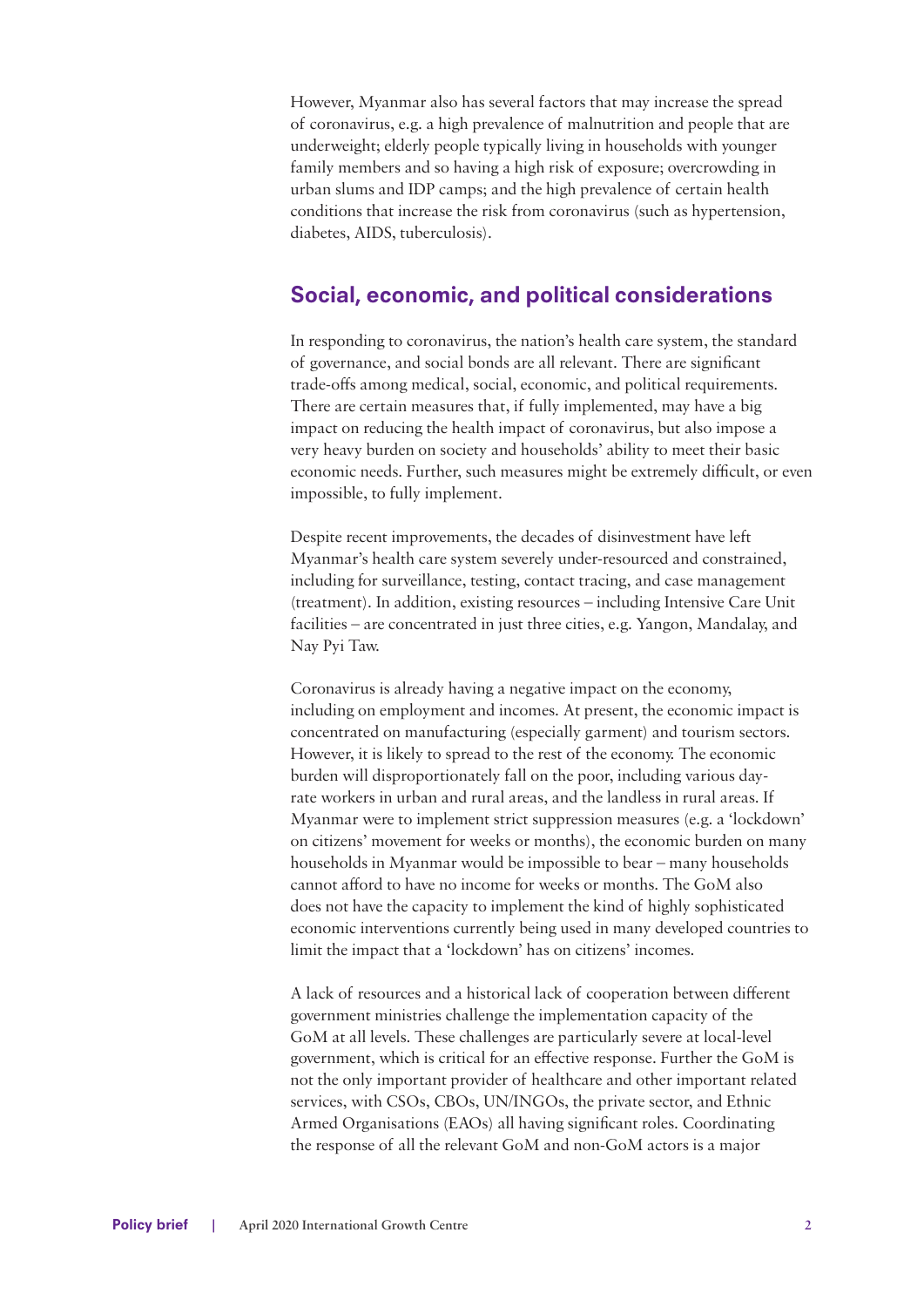However, Myanmar also has several factors that may increase the spread of coronavirus, e.g. a high prevalence of malnutrition and people that are underweight; elderly people typically living in households with younger family members and so having a high risk of exposure; overcrowding in urban slums and IDP camps; and the high prevalence of certain health conditions that increase the risk from coronavirus (such as hypertension, diabetes, AIDS, tuberculosis).

## Social, economic, and political considerations

In responding to coronavirus, the nation's health care system, the standard of governance, and social bonds are all relevant. There are significant trade-offs among medical, social, economic, and political requirements. There are certain measures that, if fully implemented, may have a big impact on reducing the health impact of coronavirus, but also impose a very heavy burden on society and households' ability to meet their basic economic needs. Further, such measures might be extremely difficult, or even impossible, to fully implement.

Despite recent improvements, the decades of disinvestment have left Myanmar's health care system severely under-resourced and constrained, including for surveillance, testing, contact tracing, and case management (treatment). In addition, existing resources – including Intensive Care Unit facilities – are concentrated in just three cities, e.g. Yangon, Mandalay, and Nay Pyi Taw.

Coronavirus is already having a negative impact on the economy, including on employment and incomes. At present, the economic impact is concentrated on manufacturing (especially garment) and tourism sectors. However, it is likely to spread to the rest of the economy. The economic burden will disproportionately fall on the poor, including various day-rate workers in urban and rural areas, and the landless in rural areas. If Myanmar were to implement strict suppression measures (e.g. a 'lockdown' on citizens' movement for weeks or months), the economic burden on many households in Myanmar would be impossible to bear – many households cannot afford to have no income for weeks or months. The GoM also does not have the capacity to implement the kind of highly sophisticated economic interventions currently being used in many developed countries to limit the impact that a 'lockdown' has on citizens' incomes.

A lack of resources and a historical lack of cooperation between different government ministries challenge the implementation capacity of the GoM at all levels. These challenges are particularly severe at local-level government, which is critical for an effective response. Further the GoM is not the only important provider of healthcare and other important related services, with CSOs, CBOs, UN/INGOs, the private sector, and Ethnic Armed Organisations (EAOs) all having significant roles. Coordinating the response of all the relevant GoM and non-GoM actors is a major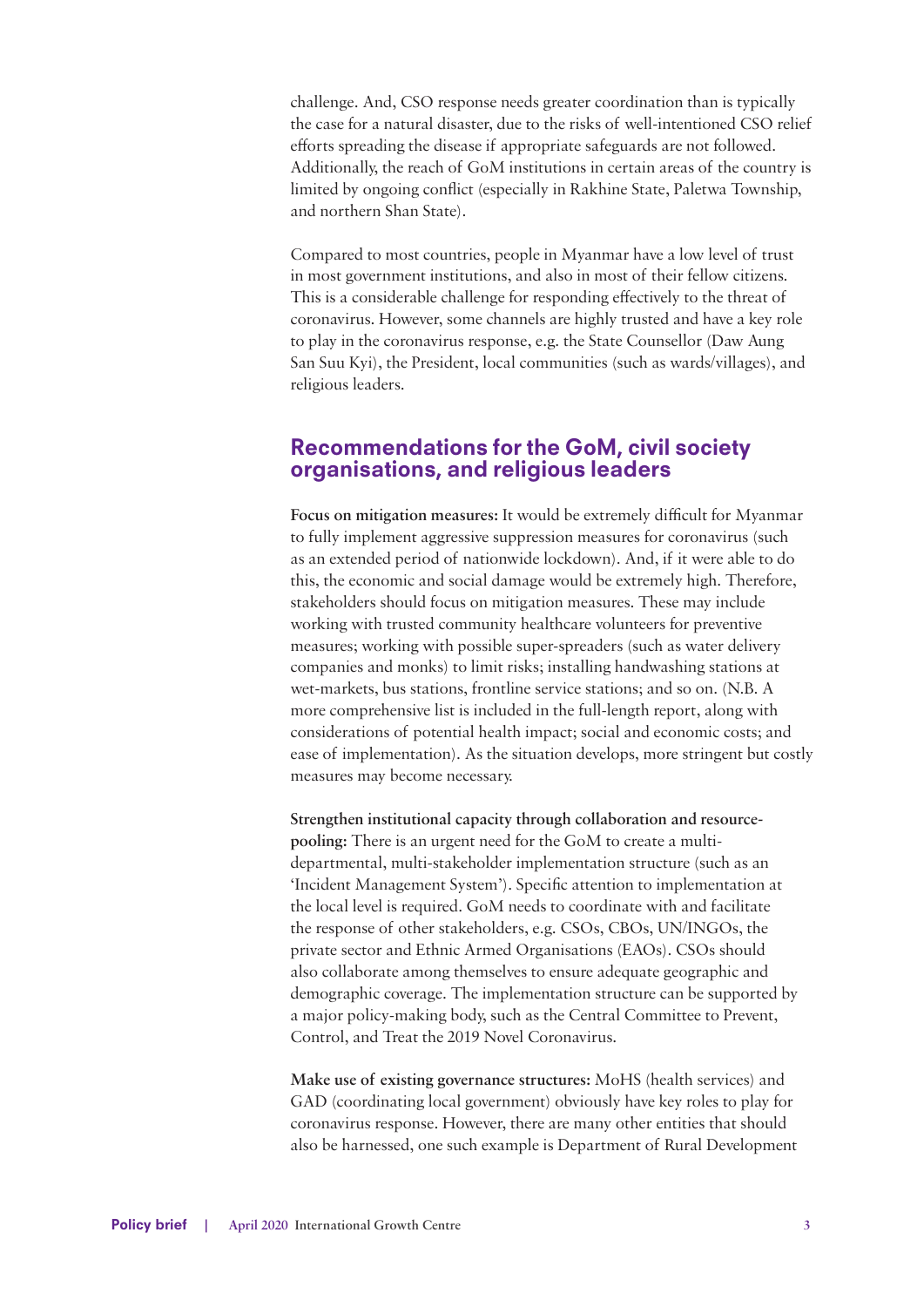challenge. And, CSO response needs greater coordination than is typically the case for a natural disaster, due to the risks of well-intentioned CSO relief efforts spreading the disease if appropriate safeguards are not followed. Additionally, the reach of GoM institutions in certain areas of the country is limited by ongoing conflict (especially in Rakhine State, Paletwa Township, and northern Shan State).

Compared to most countries, people in Myanmar have a low level of trust in most government institutions, and also in most of their fellow citizens. This is a considerable challenge for responding effectively to the threat of coronavirus. However, some channels are highly trusted and have a key role to play in the coronavirus response, e.g. the State Counsellor (Daw Aung San Suu Kyi), the President, local communities (such as wards/villages), and religious leaders.

## Recommendations for the GoM, civil society organisations, and religious leaders

**Focus on mitigation measures:** It would be extremely difficult for Myanmar to fully implement aggressive suppression measures for coronavirus (such as an extended period of nationwide lockdown). And, if it were able to do this, the economic and social damage would be extremely high. Therefore, stakeholders should focus on mitigation measures. These may include working with trusted community healthcare volunteers for preventive measures; working with possible super-spreaders (such as water delivery companies and monks) to limit risks; installing handwashing stations at wet-markets, bus stations, frontline service stations; and so on. (N.B. A more comprehensive list is included in the full-length report, along with considerations of potential health impact; social and economic costs; and ease of implementation). As the situation develops, more stringent but costly measures may become necessary.

**Strengthen institutional capacity through collaboration and resource-pooling:** There is an urgent need for the GoM to create a multi-departmental, multi-stakeholder implementation structure (such as an 'Incident Management System'). Specific attention to implementation at the local level is required. GoM needs to coordinate with and facilitate the response of other stakeholders, e.g. CSOs, CBOs, UN/INGOs, the private sector and Ethnic Armed Organisations (EAOs). CSOs should also collaborate among themselves to ensure adequate geographic and demographic coverage. The implementation structure can be supported by a major policy-making body, such as the Central Committee to Prevent, Control, and Treat the 2019 Novel Coronavirus.

**Make use of existing governance structures:** MoHS (health services) and GAD (coordinating local government) obviously have key roles to play for coronavirus response. However, there are many other entities that should also be harnessed, one such example is Department of Rural Development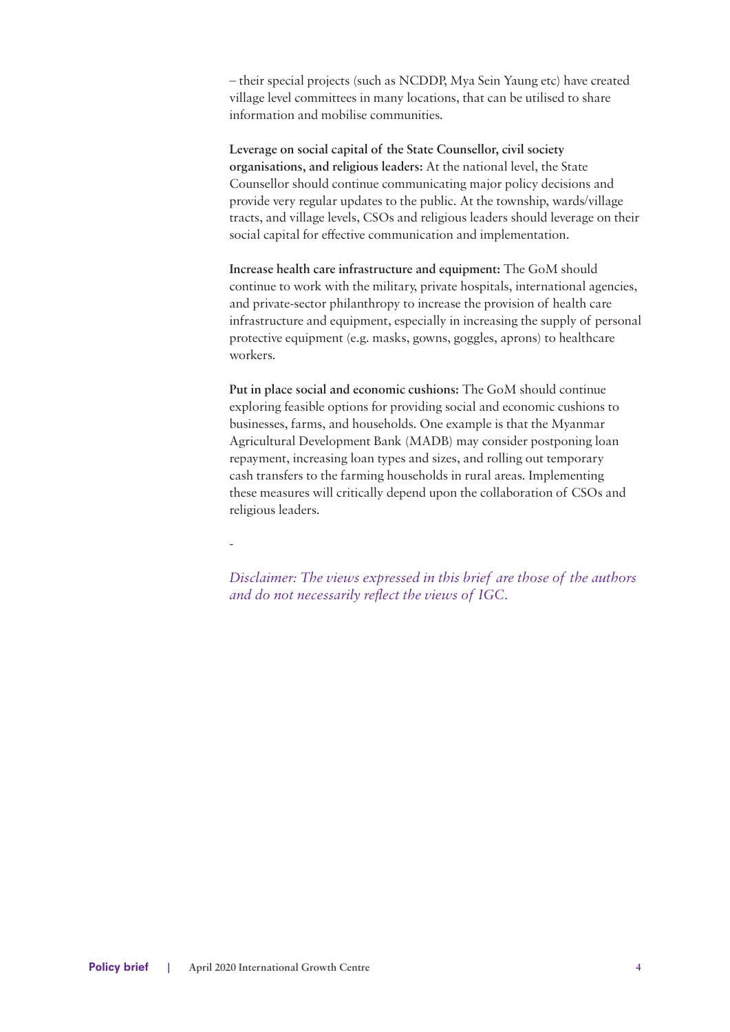– their special projects (such as NCDDP, Mya Sein Yaung etc) have created village level committees in many locations, that can be utilised to share information and mobilise communities.

**Leverage on social capital of the State Counsellor, civil society organisations, and religious leaders:** At the national level, the State Counsellor should continue communicating major policy decisions and provide very regular updates to the public. At the township, wards/village tracts, and village levels, CSOs and religious leaders should leverage on their social capital for effective communication and implementation.

**Increase health care infrastructure and equipment:** The GoM should continue to work with the military, private hospitals, international agencies, and private-sector philanthropy to increase the provision of health care infrastructure and equipment, especially in increasing the supply of personal protective equipment (e.g. masks, gowns, goggles, aprons) to healthcare workers.

**Put in place social and economic cushions:** The GoM should continue exploring feasible options for providing social and economic cushions to businesses, farms, and households. One example is that the Myanmar Agricultural Development Bank (MADB) may consider postponing loan repayment, increasing loan types and sizes, and rolling out temporary cash transfers to the farming households in rural areas. Implementing these measures will critically depend upon the collaboration of CSOs and religious leaders.

-

*Disclaimer: The views expressed in this brief are those of the authors and do not necessarily reflect the views of IGC.*